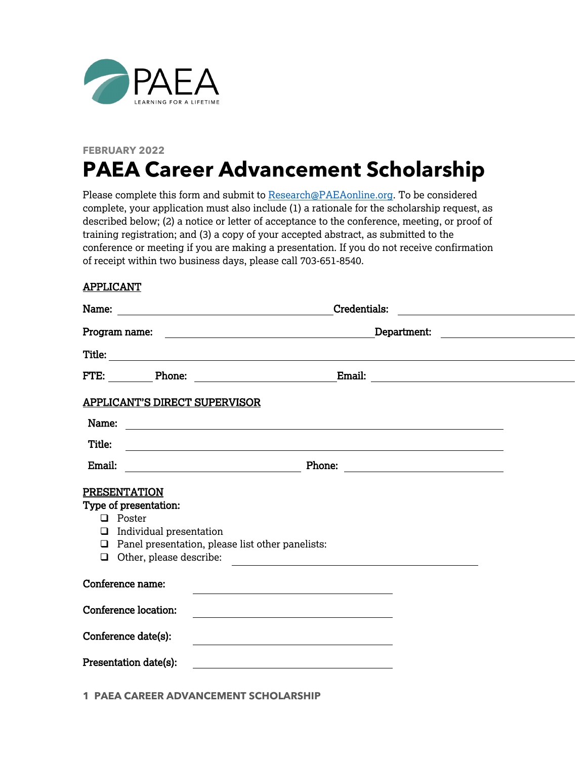PAEA

LEARNING FOR A LIFETIME

FEBRUARY 2022

# PAEA Career Advancement Scholarship

Please complete this form and submit to Research@PAEAonline.org. To be considered complete, your application must also include (1) a rationale for the scholarship request, as described below; (2) a notice or letter of acceptance to the conference, meeting, or proof of training registration; and (3) a copy of your accepted abstract, as submitted to the conference or meeting if you are making a presentation. If you do not receive confirmation of receipt within two business days, please call 703-651-8540.

## APPLICANT

**Name:** ______________________ **Credentials:** ______________________

**Program name:** ______________________ **Department:** ______________________

**Title:** ______________________

**FTE:** ________ **Phone:** ______________________ **Email:** ______________________

## APPLICANT'S DIRECT SUPERVISOR

**Name:** ______________________

**Title:** ______________________

**Email:** ______________________ **Phone:** ______________________

## PRESENTATION

**Type of presentation:**

- ❑ Poster
- ❑ Individual presentation
- ❑ Panel presentation, please list other panelists:
- ❑ Other, please describe: ______________________

**Conference name:** ______________________

**Conference location:** ______________________

**Conference date(s):** ______________________

**Presentation date(s):** ______________________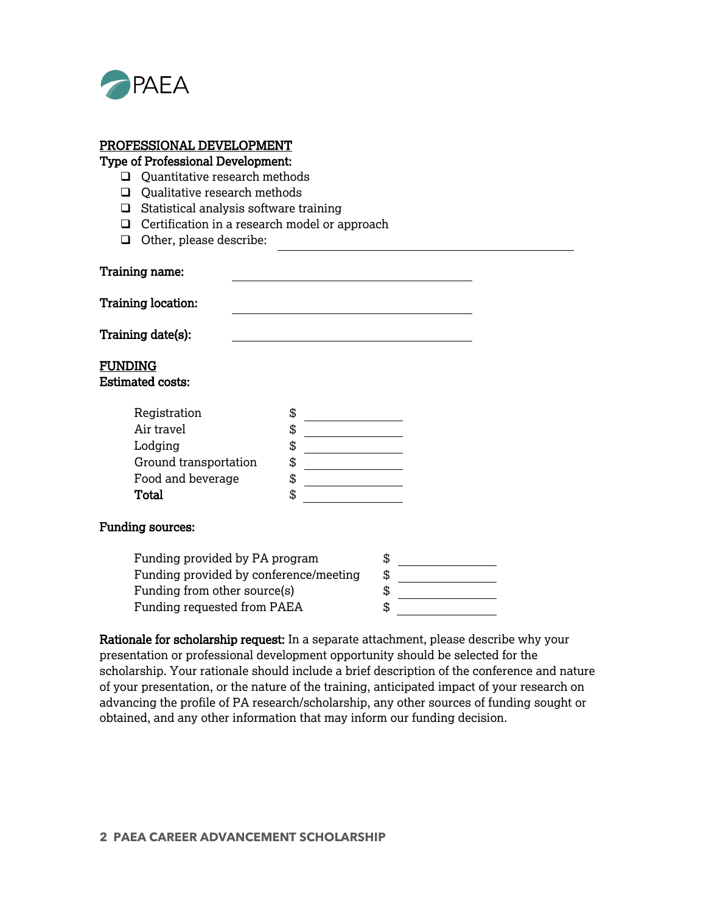PAEA

## PROFESSIONAL DEVELOPMENT

**Type of Professional Development:**

- ❑ Quantitative research methods
- ❑ Qualitative research methods
- ❑ Statistical analysis software training
- ❑ Certification in a research model or approach
- ❑ Other, please describe: ______________________________

**Training name:** ______________________________

**Training location:** ______________________________

**Training date(s):** ______________________________

## FUNDING

**Estimated costs:**

| | |
|---|---|
| Registration | $ __________ |
| Air travel | $ __________ |
| Lodging | $ __________ |
| Ground transportation | $ __________ |
| Food and beverage | $ __________ |
| **Total** | $ __________ |

**Funding sources:**

| | |
|---|---|
| Funding provided by PA program | $ __________ |
| Funding provided by conference/meeting | $ __________ |
| Funding from other source(s) | $ __________ |
| Funding requested from PAEA | $ __________ |

**Rationale for scholarship request:** In a separate attachment, please describe why your presentation or professional development opportunity should be selected for the scholarship. Your rationale should include a brief description of the conference and nature of your presentation, or the nature of the training, anticipated impact of your research on advancing the profile of PA research/scholarship, any other sources of funding sought or obtained, and any other information that may inform our funding decision.